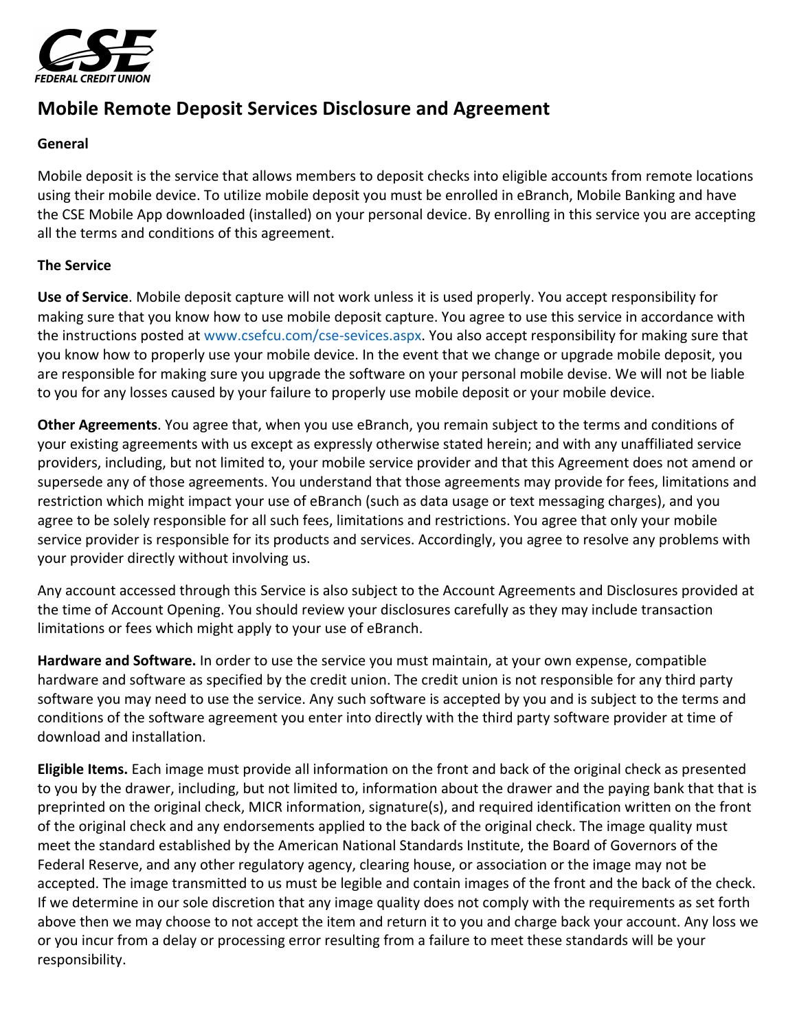# Mobile Remote Deposit Services Disclosure and Agreement

**General**

Mobile deposit is the service that allows members to deposit checks into eligible accounts from remote locations using their mobile device. To utilize mobile deposit you must be enrolled in eBranch, Mobile Banking and have the CSE Mobile App downloaded (installed) on your personal device. By enrolling in this service you are accepting all the terms and conditions of this agreement.

**The Service**

**Use of Service**. Mobile deposit capture will not work unless it is used properly. You accept responsibility for making sure that you know how to use mobile deposit capture. You agree to use this service in accordance with the instructions posted at www.csefcu.com/cse-sevices.aspx. You also accept responsibility for making sure that you know how to properly use your mobile device. In the event that we change or upgrade mobile deposit, you are responsible for making sure you upgrade the software on your personal mobile devise. We will not be liable to you for any losses caused by your failure to properly use mobile deposit or your mobile device.

**Other Agreements**. You agree that, when you use eBranch, you remain subject to the terms and conditions of your existing agreements with us except as expressly otherwise stated herein; and with any unaffiliated service providers, including, but not limited to, your mobile service provider and that this Agreement does not amend or supersede any of those agreements. You understand that those agreements may provide for fees, limitations and restriction which might impact your use of eBranch (such as data usage or text messaging charges), and you agree to be solely responsible for all such fees, limitations and restrictions. You agree that only your mobile service provider is responsible for its products and services. Accordingly, you agree to resolve any problems with your provider directly without involving us.

Any account accessed through this Service is also subject to the Account Agreements and Disclosures provided at the time of Account Opening. You should review your disclosures carefully as they may include transaction limitations or fees which might apply to your use of eBranch.

**Hardware and Software.** In order to use the service you must maintain, at your own expense, compatible hardware and software as specified by the credit union. The credit union is not responsible for any third party software you may need to use the service. Any such software is accepted by you and is subject to the terms and conditions of the software agreement you enter into directly with the third party software provider at time of download and installation.

**Eligible Items.** Each image must provide all information on the front and back of the original check as presented to you by the drawer, including, but not limited to, information about the drawer and the paying bank that that is preprinted on the original check, MICR information, signature(s), and required identification written on the front of the original check and any endorsements applied to the back of the original check. The image quality must meet the standard established by the American National Standards Institute, the Board of Governors of the Federal Reserve, and any other regulatory agency, clearing house, or association or the image may not be accepted. The image transmitted to us must be legible and contain images of the front and the back of the check. If we determine in our sole discretion that any image quality does not comply with the requirements as set forth above then we may choose to not accept the item and return it to you and charge back your account. Any loss we or you incur from a delay or processing error resulting from a failure to meet these standards will be your responsibility.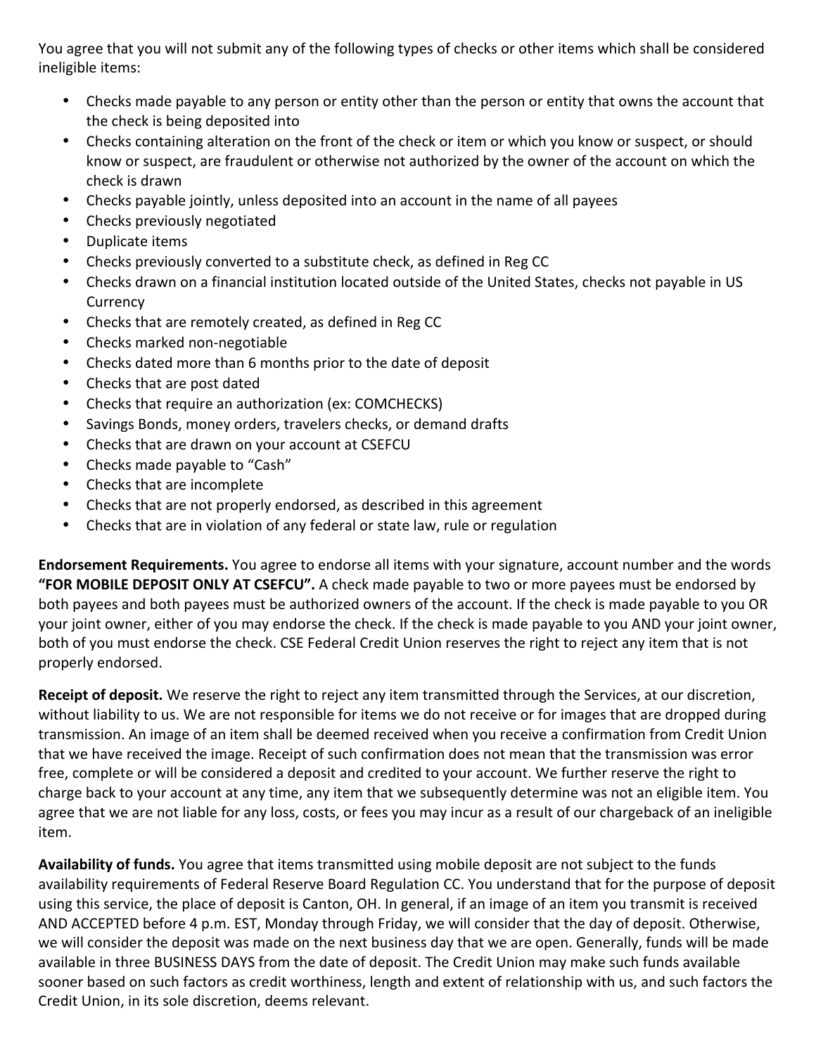You agree that you will not submit any of the following types of checks or other items which shall be considered ineligible items:

- Checks made payable to any person or entity other than the person or entity that owns the account that the check is being deposited into
- Checks containing alteration on the front of the check or item or which you know or suspect, or should know or suspect, are fraudulent or otherwise not authorized by the owner of the account on which the check is drawn
- Checks payable jointly, unless deposited into an account in the name of all payees
- Checks previously negotiated
- Duplicate items
- Checks previously converted to a substitute check, as defined in Reg CC
- Checks drawn on a financial institution located outside of the United States, checks not payable in US Currency
- Checks that are remotely created, as defined in Reg CC
- Checks marked non-negotiable
- Checks dated more than 6 months prior to the date of deposit
- Checks that are post dated
- Checks that require an authorization (ex: COMCHECKS)
- Savings Bonds, money orders, travelers checks, or demand drafts
- Checks that are drawn on your account at CSEFCU
- Checks made payable to "Cash"
- Checks that are incomplete
- Checks that are not properly endorsed, as described in this agreement
- Checks that are in violation of any federal or state law, rule or regulation

**Endorsement Requirements.** You agree to endorse all items with your signature, account number and the words **"FOR MOBILE DEPOSIT ONLY AT CSEFCU".** A check made payable to two or more payees must be endorsed by both payees and both payees must be authorized owners of the account. If the check is made payable to you OR your joint owner, either of you may endorse the check. If the check is made payable to you AND your joint owner, both of you must endorse the check. CSE Federal Credit Union reserves the right to reject any item that is not properly endorsed.

**Receipt of deposit.** We reserve the right to reject any item transmitted through the Services, at our discretion, without liability to us. We are not responsible for items we do not receive or for images that are dropped during transmission. An image of an item shall be deemed received when you receive a confirmation from Credit Union that we have received the image. Receipt of such confirmation does not mean that the transmission was error free, complete or will be considered a deposit and credited to your account. We further reserve the right to charge back to your account at any time, any item that we subsequently determine was not an eligible item. You agree that we are not liable for any loss, costs, or fees you may incur as a result of our chargeback of an ineligible item.

**Availability of funds.** You agree that items transmitted using mobile deposit are not subject to the funds availability requirements of Federal Reserve Board Regulation CC. You understand that for the purpose of deposit using this service, the place of deposit is Canton, OH. In general, if an image of an item you transmit is received AND ACCEPTED before 4 p.m. EST, Monday through Friday, we will consider that the day of deposit. Otherwise, we will consider the deposit was made on the next business day that we are open. Generally, funds will be made available in three BUSINESS DAYS from the date of deposit. The Credit Union may make such funds available sooner based on such factors as credit worthiness, length and extent of relationship with us, and such factors the Credit Union, in its sole discretion, deems relevant.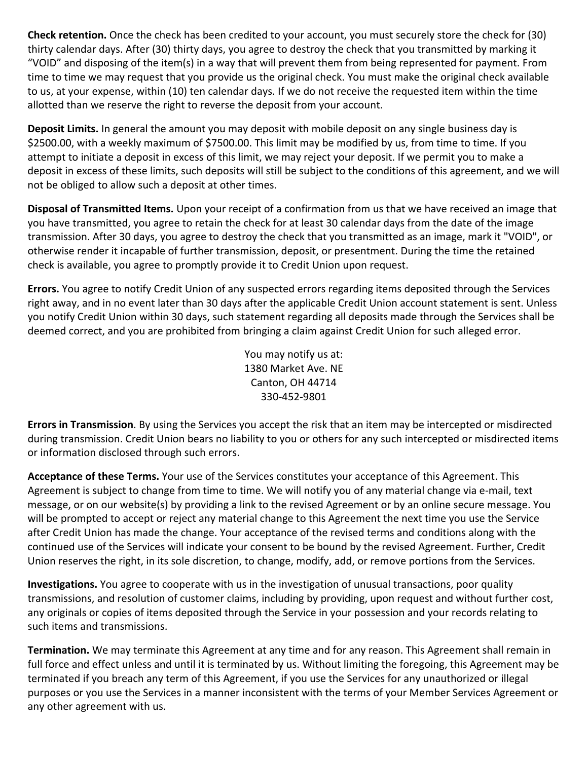**Check retention.** Once the check has been credited to your account, you must securely store the check for (30) thirty calendar days. After (30) thirty days, you agree to destroy the check that you transmitted by marking it "VOID" and disposing of the item(s) in a way that will prevent them from being represented for payment. From time to time we may request that you provide us the original check. You must make the original check available to us, at your expense, within (10) ten calendar days. If we do not receive the requested item within the time allotted than we reserve the right to reverse the deposit from your account.

**Deposit Limits.** In general the amount you may deposit with mobile deposit on any single business day is $2500.00, with a weekly maximum of $7500.00. This limit may be modified by us, from time to time. If you attempt to initiate a deposit in excess of this limit, we may reject your deposit. If we permit you to make a deposit in excess of these limits, such deposits will still be subject to the conditions of this agreement, and we will not be obliged to allow such a deposit at other times.

**Disposal of Transmitted Items.** Upon your receipt of a confirmation from us that we have received an image that you have transmitted, you agree to retain the check for at least 30 calendar days from the date of the image transmission. After 30 days, you agree to destroy the check that you transmitted as an image, mark it "VOID", or otherwise render it incapable of further transmission, deposit, or presentment. During the time the retained check is available, you agree to promptly provide it to Credit Union upon request.

**Errors.** You agree to notify Credit Union of any suspected errors regarding items deposited through the Services right away, and in no event later than 30 days after the applicable Credit Union account statement is sent. Unless you notify Credit Union within 30 days, such statement regarding all deposits made through the Services shall be deemed correct, and you are prohibited from bringing a claim against Credit Union for such alleged error.

You may notify us at:
1380 Market Ave. NE
Canton, OH 44714
330-452-9801

**Errors in Transmission**. By using the Services you accept the risk that an item may be intercepted or misdirected during transmission. Credit Union bears no liability to you or others for any such intercepted or misdirected items or information disclosed through such errors.

**Acceptance of these Terms.** Your use of the Services constitutes your acceptance of this Agreement. This Agreement is subject to change from time to time. We will notify you of any material change via e-mail, text message, or on our website(s) by providing a link to the revised Agreement or by an online secure message. You will be prompted to accept or reject any material change to this Agreement the next time you use the Service after Credit Union has made the change. Your acceptance of the revised terms and conditions along with the continued use of the Services will indicate your consent to be bound by the revised Agreement. Further, Credit Union reserves the right, in its sole discretion, to change, modify, add, or remove portions from the Services.

**Investigations.** You agree to cooperate with us in the investigation of unusual transactions, poor quality transmissions, and resolution of customer claims, including by providing, upon request and without further cost, any originals or copies of items deposited through the Service in your possession and your records relating to such items and transmissions.

**Termination.** We may terminate this Agreement at any time and for any reason. This Agreement shall remain in full force and effect unless and until it is terminated by us. Without limiting the foregoing, this Agreement may be terminated if you breach any term of this Agreement, if you use the Services for any unauthorized or illegal purposes or you use the Services in a manner inconsistent with the terms of your Member Services Agreement or any other agreement with us.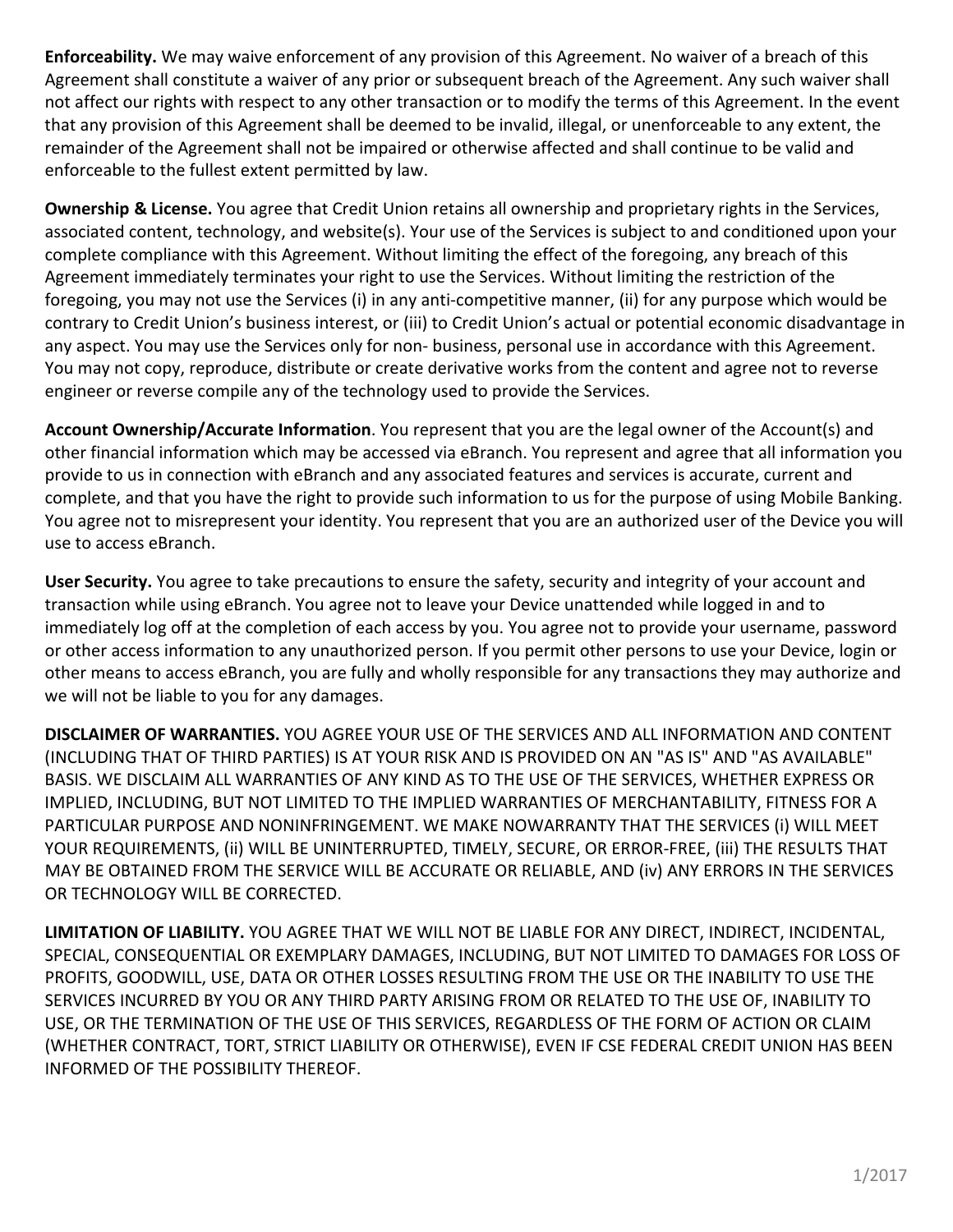**Enforceability.** We may waive enforcement of any provision of this Agreement. No waiver of a breach of this Agreement shall constitute a waiver of any prior or subsequent breach of the Agreement. Any such waiver shall not affect our rights with respect to any other transaction or to modify the terms of this Agreement. In the event that any provision of this Agreement shall be deemed to be invalid, illegal, or unenforceable to any extent, the remainder of the Agreement shall not be impaired or otherwise affected and shall continue to be valid and enforceable to the fullest extent permitted by law.

**Ownership & License.** You agree that Credit Union retains all ownership and proprietary rights in the Services, associated content, technology, and website(s). Your use of the Services is subject to and conditioned upon your complete compliance with this Agreement. Without limiting the effect of the foregoing, any breach of this Agreement immediately terminates your right to use the Services. Without limiting the restriction of the foregoing, you may not use the Services (i) in any anti-competitive manner, (ii) for any purpose which would be contrary to Credit Union's business interest, or (iii) to Credit Union's actual or potential economic disadvantage in any aspect. You may use the Services only for non- business, personal use in accordance with this Agreement. You may not copy, reproduce, distribute or create derivative works from the content and agree not to reverse engineer or reverse compile any of the technology used to provide the Services.

**Account Ownership/Accurate Information**. You represent that you are the legal owner of the Account(s) and other financial information which may be accessed via eBranch. You represent and agree that all information you provide to us in connection with eBranch and any associated features and services is accurate, current and complete, and that you have the right to provide such information to us for the purpose of using Mobile Banking. You agree not to misrepresent your identity. You represent that you are an authorized user of the Device you will use to access eBranch.

**User Security.** You agree to take precautions to ensure the safety, security and integrity of your account and transaction while using eBranch. You agree not to leave your Device unattended while logged in and to immediately log off at the completion of each access by you. You agree not to provide your username, password or other access information to any unauthorized person. If you permit other persons to use your Device, login or other means to access eBranch, you are fully and wholly responsible for any transactions they may authorize and we will not be liable to you for any damages.

**DISCLAIMER OF WARRANTIES.** YOU AGREE YOUR USE OF THE SERVICES AND ALL INFORMATION AND CONTENT (INCLUDING THAT OF THIRD PARTIES) IS AT YOUR RISK AND IS PROVIDED ON AN "AS IS" AND "AS AVAILABLE" BASIS. WE DISCLAIM ALL WARRANTIES OF ANY KIND AS TO THE USE OF THE SERVICES, WHETHER EXPRESS OR IMPLIED, INCLUDING, BUT NOT LIMITED TO THE IMPLIED WARRANTIES OF MERCHANTABILITY, FITNESS FOR A PARTICULAR PURPOSE AND NONINFRINGEMENT. WE MAKE NOWARRANTY THAT THE SERVICES (i) WILL MEET YOUR REQUIREMENTS, (ii) WILL BE UNINTERRUPTED, TIMELY, SECURE, OR ERROR-FREE, (iii) THE RESULTS THAT MAY BE OBTAINED FROM THE SERVICE WILL BE ACCURATE OR RELIABLE, AND (iv) ANY ERRORS IN THE SERVICES OR TECHNOLOGY WILL BE CORRECTED.

**LIMITATION OF LIABILITY.** YOU AGREE THAT WE WILL NOT BE LIABLE FOR ANY DIRECT, INDIRECT, INCIDENTAL, SPECIAL, CONSEQUENTIAL OR EXEMPLARY DAMAGES, INCLUDING, BUT NOT LIMITED TO DAMAGES FOR LOSS OF PROFITS, GOODWILL, USE, DATA OR OTHER LOSSES RESULTING FROM THE USE OR THE INABILITY TO USE THE SERVICES INCURRED BY YOU OR ANY THIRD PARTY ARISING FROM OR RELATED TO THE USE OF, INABILITY TO USE, OR THE TERMINATION OF THE USE OF THIS SERVICES, REGARDLESS OF THE FORM OF ACTION OR CLAIM (WHETHER CONTRACT, TORT, STRICT LIABILITY OR OTHERWISE), EVEN IF CSE FEDERAL CREDIT UNION HAS BEEN INFORMED OF THE POSSIBILITY THEREOF.

1/2017